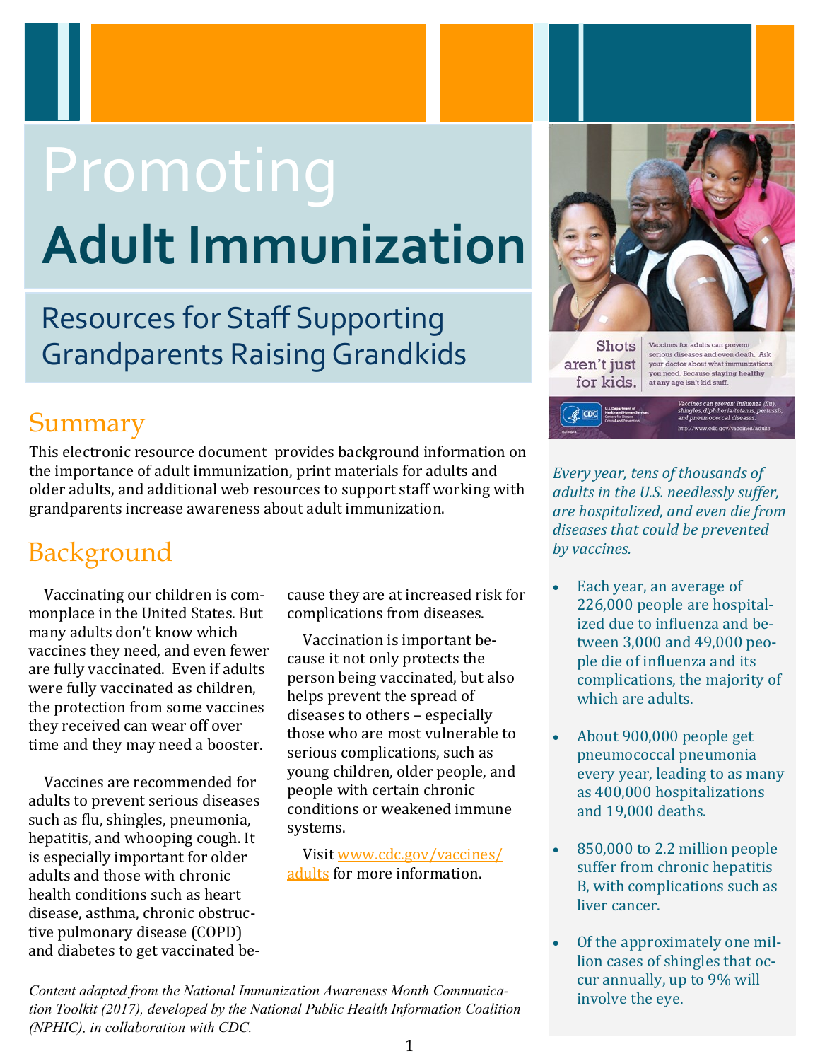# Promoting **Adult Immunization**

## Resources for Staff Supporting Grandparents Raising Grandkids

## Summary

This electronic resource document provides background information on the importance of adult immunization, print materials for adults and older adults, and additional web resources to support staff working with grandparents increase awareness about adult immunization.

## Background

Vaccinating our children is commonplace in the United States. But many adults don't know which vaccines they need, and even fewer are fully vaccinated. Even if adults were fully vaccinated as children, the protection from some vaccines they received can wear off over time and they may need a booster.

Vaccines are recommended for adults to prevent serious diseases such as flu, shingles, pneumonia, hepatitis, and whooping cough. It is especially important for older adults and those with chronic health conditions such as heart disease, asthma, chronic obstructive pulmonary disease (COPD) and diabetes to get vaccinated because they are at increased risk for complications from diseases.

Vaccination is important because it not only protects the person being vaccinated, but also helps prevent the spread of diseases to others – especially those who are most vulnerable to serious complications, such as young children, older people, and people with certain chronic conditions or weakened immune systems.

Visit [www.cdc.gov/vaccines/adults](www.cdc.gov/vaccines/adults) for more information.

*Content adapted from the National Immunization Awareness Month Communication Toolkit (2017), developed by the National Public Health Information Coalition (NPHIC), in collaboration with CDC.*

Shots aren't just for kids. Vaccines for adults can prevent serious diseases and even death. Ask your doctor about what immunizations you need. Because **staying healthy at any age** isn't kid stuff.

*Vaccines can prevent Influenza (flu), shingles, diphtheria/tetanus, pertussis, and pneumococcal diseases.*

http://www.cdc.gov/vaccines/adults

*Every year, tens of thousands of adults in the U.S. needlessly suffer, are hospitalized, and even die from diseases that could be prevented by vaccines.*

- Each year, an average of 226,000 people are hospitalized due to influenza and between 3,000 and 49,000 people die of influenza and its complications, the majority of which are adults.
- About 900,000 people get pneumococcal pneumonia every year, leading to as many as 400,000 hospitalizations and 19,000 deaths.
- 850,000 to 2.2 million people suffer from chronic hepatitis B, with complications such as liver cancer.
- Of the approximately one million cases of shingles that occur annually, up to 9% will involve the eye.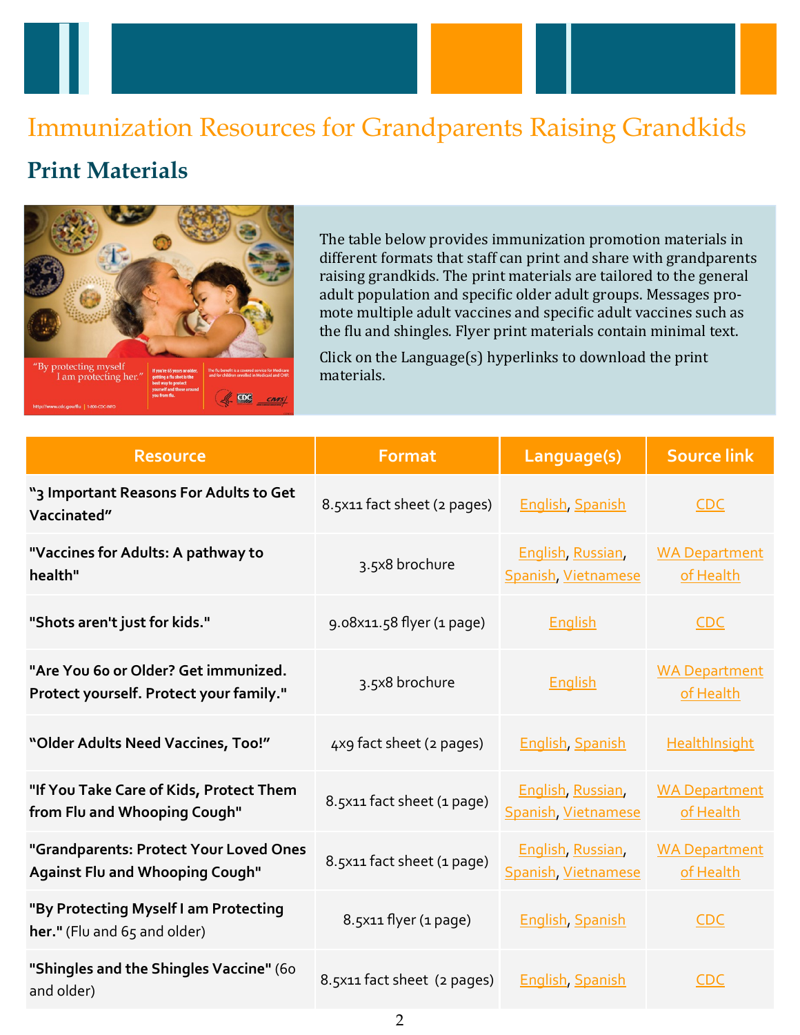# Immunization Resources for Grandparents Raising Grandkids

## Print Materials

The table below provides immunization promotion materials in different formats that staff can print and share with grandparents raising grandkids. The print materials are tailored to the general adult population and specific older adult groups. Messages promote multiple adult vaccines and specific adult vaccines such as the flu and shingles. Flyer print materials contain minimal text.

Click on the Language(s) hyperlinks to download the print materials.

| Resource | Format | Language(s) | Source link |
|---|---|---|---|
| **"3 Important Reasons For Adults to Get Vaccinated"** | 8.5x11 fact sheet (2 pages) | English, Spanish | CDC |
| **"Vaccines for Adults: A pathway to health"** | 3.5x8 brochure | English, Russian, Spanish, Vietnamese | WA Department of Health |
| **"Shots aren't just for kids."** | 9.08x11.58 flyer (1 page) | English | CDC |
| **"Are You 60 or Older? Get immunized. Protect yourself. Protect your family."** | 3.5x8 brochure | English | WA Department of Health |
| **"Older Adults Need Vaccines, Too!"** | 4x9 fact sheet (2 pages) | English, Spanish | HealthInsight |
| **"If You Take Care of Kids, Protect Them from Flu and Whooping Cough"** | 8.5x11 fact sheet (1 page) | English, Russian, Spanish, Vietnamese | WA Department of Health |
| **"Grandparents: Protect Your Loved Ones Against Flu and Whooping Cough"** | 8.5x11 fact sheet (1 page) | English, Russian, Spanish, Vietnamese | WA Department of Health |
| **"By Protecting Myself I am Protecting her."** (Flu and 65 and older) | 8.5x11 flyer (1 page) | English, Spanish | CDC |
| **"Shingles and the Shingles Vaccine"** (60 and older) | 8.5x11 fact sheet (2 pages) | English, Spanish | CDC |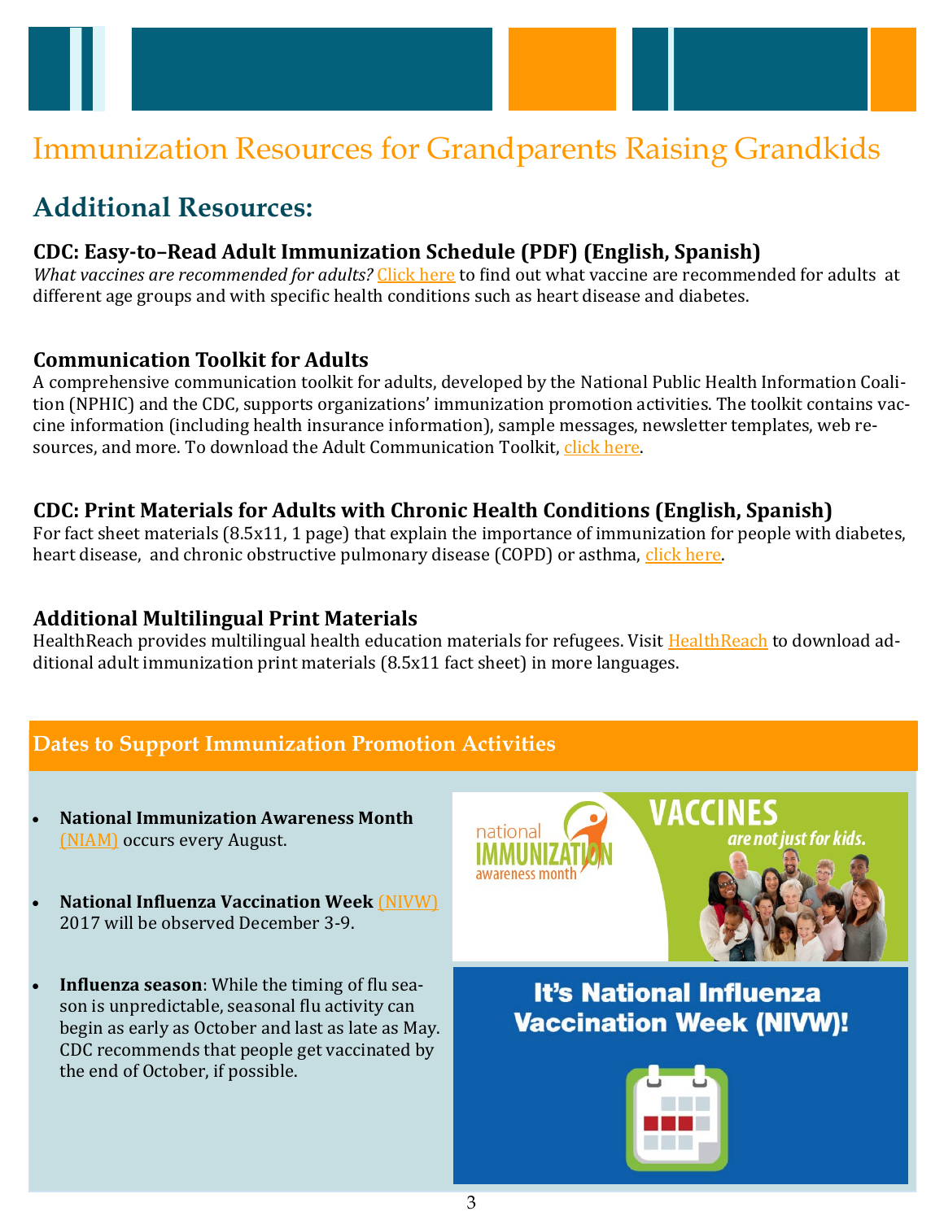# Immunization Resources for Grandparents Raising Grandkids

## Additional Resources:

### CDC: Easy-to–Read Adult Immunization Schedule (PDF) (English, Spanish)

*What vaccines are recommended for adults?* Click here to find out what vaccine are recommended for adults at different age groups and with specific health conditions such as heart disease and diabetes.

### Communication Toolkit for Adults

A comprehensive communication toolkit for adults, developed by the National Public Health Information Coalition (NPHIC) and the CDC, supports organizations' immunization promotion activities. The toolkit contains vaccine information (including health insurance information), sample messages, newsletter templates, web resources, and more. To download the Adult Communication Toolkit, click here.

### CDC: Print Materials for Adults with Chronic Health Conditions (English, Spanish)

For fact sheet materials (8.5x11, 1 page) that explain the importance of immunization for people with diabetes, heart disease, and chronic obstructive pulmonary disease (COPD) or asthma, click here.

### Additional Multilingual Print Materials

HealthReach provides multilingual health education materials for refugees. Visit HealthReach to download additional adult immunization print materials (8.5x11 fact sheet) in more languages.

## Dates to Support Immunization Promotion Activities

- **National Immunization Awareness Month** (NIAM) occurs every August.
- **National Influenza Vaccination Week** (NIVW) 2017 will be observed December 3-9.
- **Influenza season**: While the timing of flu season is unpredictable, seasonal flu activity can begin as early as October and last as late as May. CDC recommends that people get vaccinated by the end of October, if possible.

national IMMUNIZATION awareness month

VACCINES are not just for kids.

It's National Influenza Vaccination Week (NIVW)!